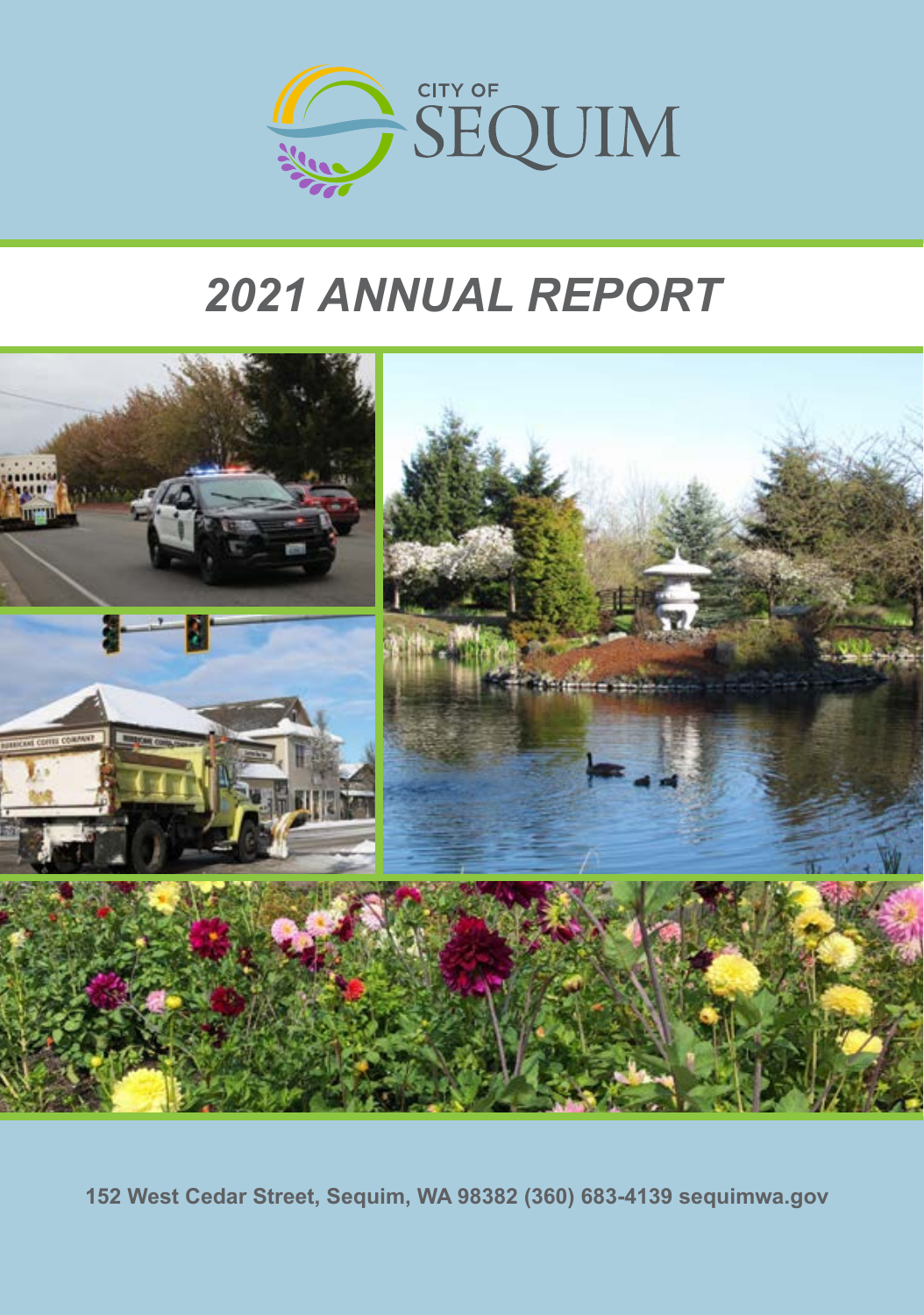CITY OF SEQUIM

# 2021 ANNUAL REPORT

**152 West Cedar Street, Sequim, WA 98382 (360) 683-4139 sequimwa.gov**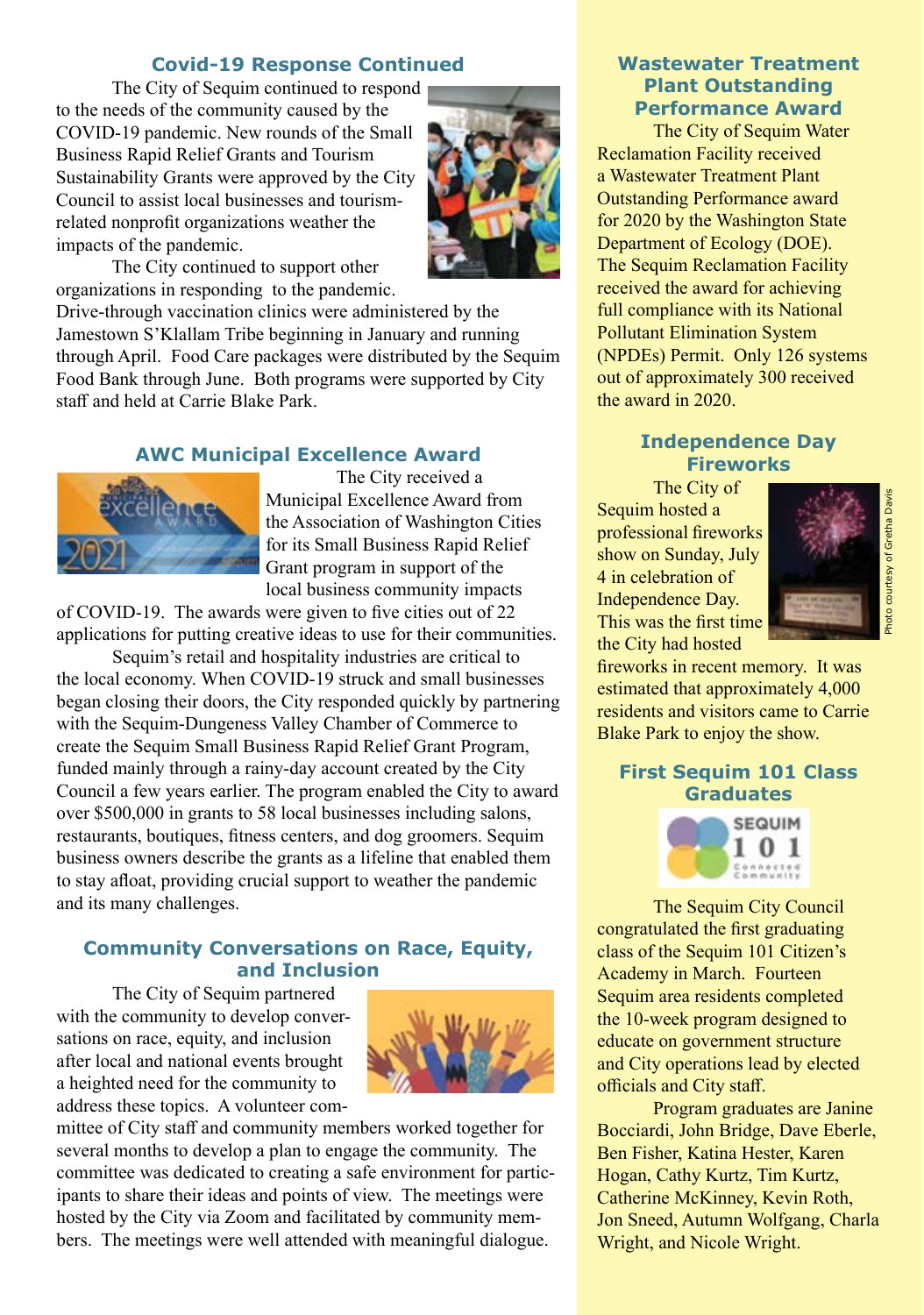## Covid-19 Response Continued

The City of Sequim continued to respond to the needs of the community caused by the COVID-19 pandemic. New rounds of the Small Business Rapid Relief Grants and Tourism Sustainability Grants were approved by the City Council to assist local businesses and tourism-related nonprofit organizations weather the impacts of the pandemic.

The City continued to support other organizations in responding to the pandemic. Drive-through vaccination clinics were administered by the Jamestown S'Klallam Tribe beginning in January and running through April. Food Care packages were distributed by the Sequim Food Bank through June. Both programs were supported by City staff and held at Carrie Blake Park.

## AWC Municipal Excellence Award

The City received a Municipal Excellence Award from the Association of Washington Cities for its Small Business Rapid Relief Grant program in support of the local business community impacts of COVID-19. The awards were given to five cities out of 22 applications for putting creative ideas to use for their communities.

Sequim's retail and hospitality industries are critical to the local economy. When COVID-19 struck and small businesses began closing their doors, the City responded quickly by partnering with the Sequim-Dungeness Valley Chamber of Commerce to create the Sequim Small Business Rapid Relief Grant Program, funded mainly through a rainy-day account created by the City Council a few years earlier. The program enabled the City to award over $500,000 in grants to 58 local businesses including salons, restaurants, boutiques, fitness centers, and dog groomers. Sequim business owners describe the grants as a lifeline that enabled them to stay afloat, providing crucial support to weather the pandemic and its many challenges.

## Community Conversations on Race, Equity, and Inclusion

The City of Sequim partnered with the community to develop conversations on race, equity, and inclusion after local and national events brought a heighted need for the community to address these topics. A volunteer committee of City staff and community members worked together for several months to develop a plan to engage the community. The committee was dedicated to creating a safe environment for participants to share their ideas and points of view. The meetings were hosted by the City via Zoom and facilitated by community members. The meetings were well attended with meaningful dialogue.

## Wastewater Treatment Plant Outstanding Performance Award

The City of Sequim Water Reclamation Facility received a Wastewater Treatment Plant Outstanding Performance award for 2020 by the Washington State Department of Ecology (DOE). The Sequim Reclamation Facility received the award for achieving full compliance with its National Pollutant Elimination System (NPDEs) Permit. Only 126 systems out of approximately 300 received the award in 2020.

## Independence Day Fireworks

The City of Sequim hosted a professional fireworks show on Sunday, July 4 in celebration of Independence Day. This was the first time the City had hosted fireworks in recent memory. It was estimated that approximately 4,000 residents and visitors came to Carrie Blake Park to enjoy the show.

Photo courtesy of Gretha Davis

## First Sequim 101 Class Graduates

The Sequim City Council congratulated the first graduating class of the Sequim 101 Citizen's Academy in March. Fourteen Sequim area residents completed the 10-week program designed to educate on government structure and City operations lead by elected officials and City staff.

Program graduates are Janine Bocciardi, John Bridge, Dave Eberle, Ben Fisher, Katina Hester, Karen Hogan, Cathy Kurtz, Tim Kurtz, Catherine McKinney, Kevin Roth, Jon Sneed, Autumn Wolfgang, Charla Wright, and Nicole Wright.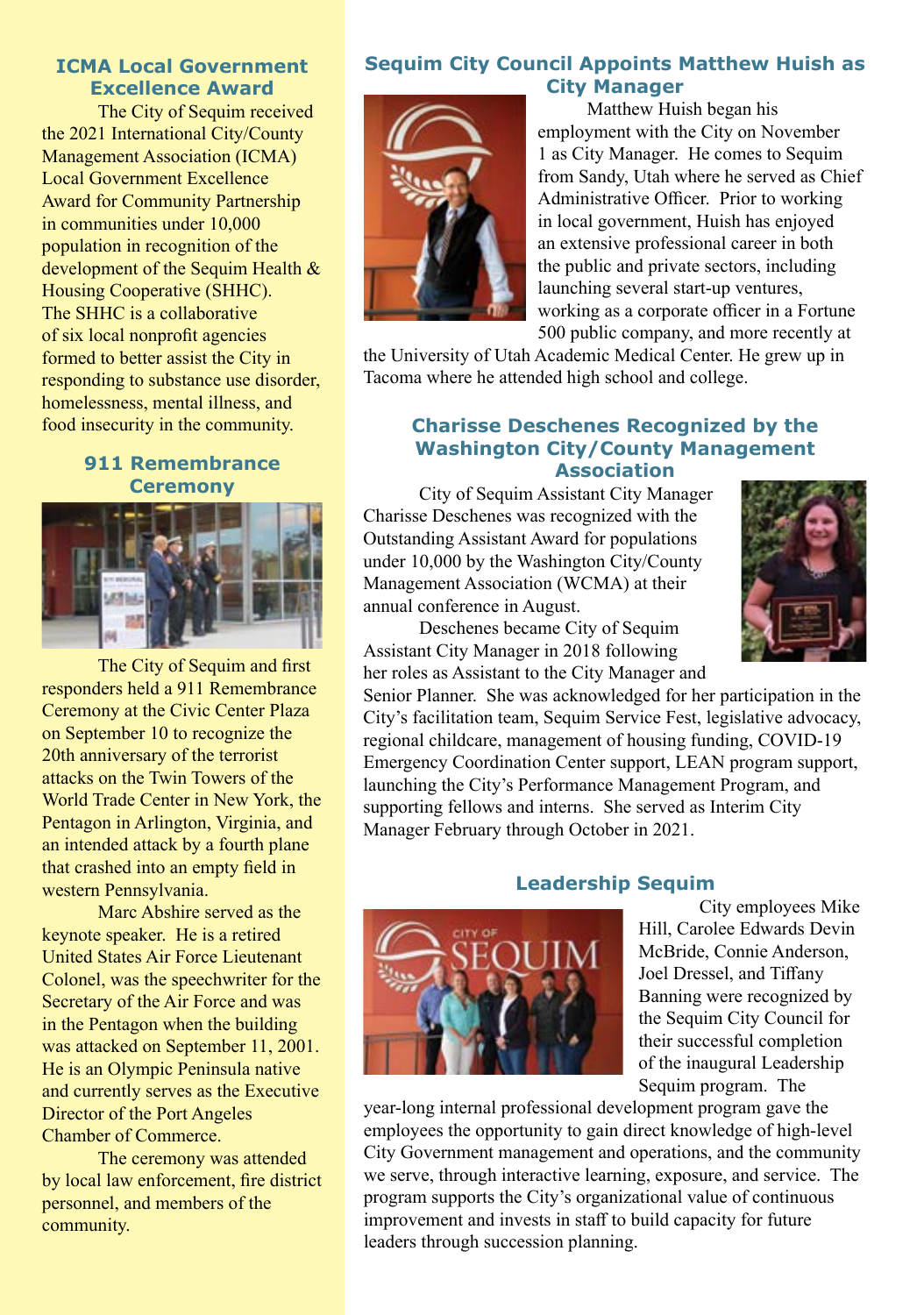## ICMA Local Government Excellence Award

The City of Sequim received the 2021 International City/County Management Association (ICMA) Local Government Award for Community Partnership in communities under 10,000 population in recognition of the development of the Sequim Health & Housing Cooperative (SHHC). The SHHC is a collaborative of six local nonprofit agencies formed to better assist the City in responding to substance use disorder, homelessness, mental illness, and food insecurity in the community.

## 911 Remembrance Ceremony

The City of Sequim and first responders held a 911 Remembrance Ceremony at the Civic Center Plaza on September 10 to recognize the 20th anniversary of the terrorist attacks on the Twin Towers of the World Trade Center in New York, the Pentagon in Arlington, Virginia, and an intended attack by a fourth plane that crashed into an empty field in western Pennsylvania.

Marc Abshire served as the keynote speaker. He is a retired United States Air Force Lieutenant Colonel, was the speechwriter for the Secretary of the Air Force and was in the Pentagon when the building was attacked on September 11, 2001. He is an Olympic Peninsula native and currently serves as the Executive Director of the Port Angeles Chamber of Commerce.

The ceremony was attended by local law enforcement, fire district personnel, and members of the community.

## Sequim City Council Appoints Matthew Huish as City Manager

Matthew Huish began his employment with the City on November 1 as City Manager. He comes to Sequim from Sandy, Utah where he served as Chief Administrative Officer. Prior to working in local government, Huish has enjoyed an extensive professional career in both the public and private sectors, including launching several start-up ventures, working as a corporate officer in a Fortune 500 public company, and more recently at the University of Utah Academic Medical Center. He grew up in Tacoma where he attended high school and college.

## Charisse Deschenes Recognized by the Washington City/County Management Association

City of Sequim Assistant City Manager Charisse Deschenes was recognized with the Outstanding Assistant Award for populations under 10,000 by the Washington City/County Management Association (WCMA) at their annual conference in August.

Deschenes became City of Sequim Assistant City Manager in 2018 following her roles as Assistant to the City Manager and Senior Planner. She was acknowledged for her participation in the City's facilitation team, Sequim Service Fest, legislative advocacy, regional childcare, management of housing funding, COVID-19 Emergency Coordination Center support, LEAN program support, launching the City's Performance Management Program, and supporting fellows and interns. She served as Interim City Manager February through October in 2021.

## Leadership Sequim

City employees Mike Hill, Carolee Edwards Devin McBride, Connie Anderson, Joel Dressel, and Tiffany Banning were recognized by the Sequim City Council for their successful completion of the inaugural Leadership Sequim program. The year-long internal professional development program gave the employees the opportunity to gain direct knowledge of high-level City Government management and operations, and the community we serve, through interactive learning, exposure, and service. The program supports the City's organizational value of continuous improvement and invests in staff to build capacity for future leaders through succession planning.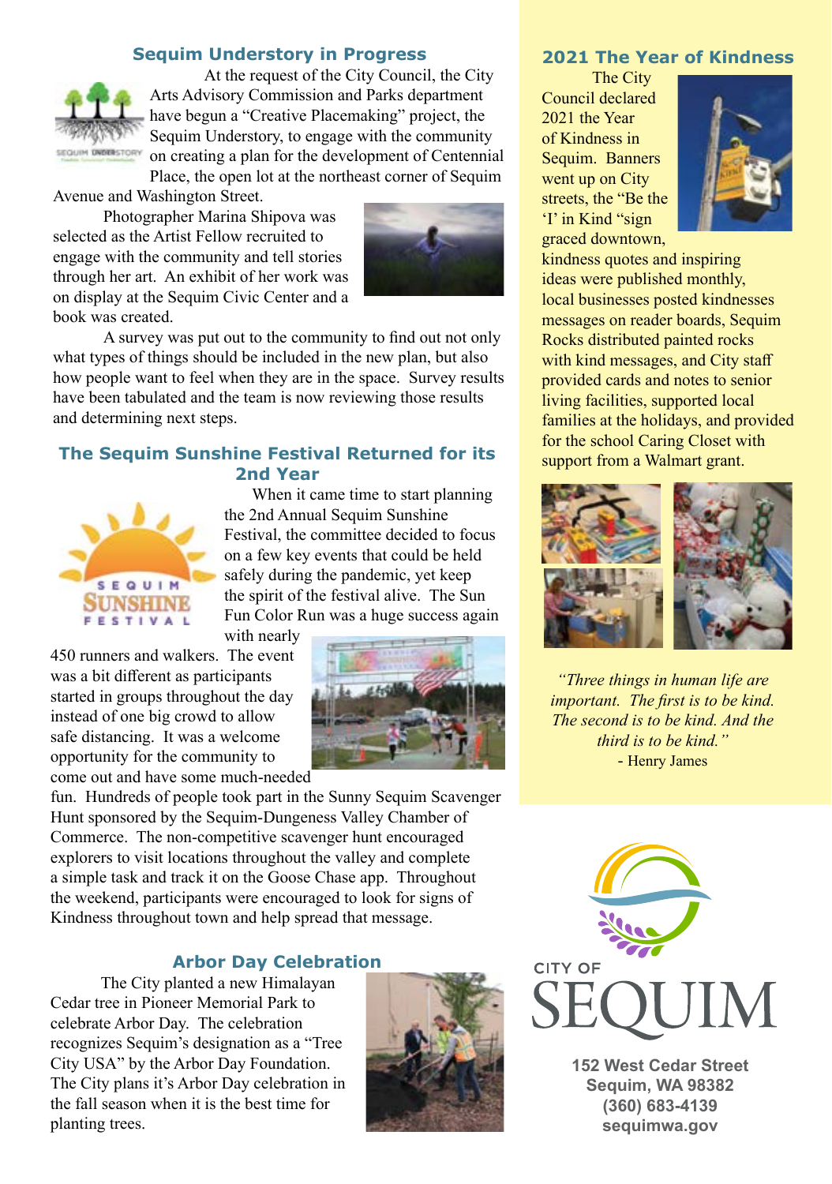## Sequim Understory in Progress

At the request of the City Council, the City Arts Advisory Commission and Parks department have begun a "Creative Placemaking" project, the Sequim Understory, to engage with the community on creating a plan for the development of Centennial Place, the open lot at the northeast corner of Sequim Avenue and Washington Street.

Photographer Marina Shipova was selected as the Artist Fellow recruited to engage with the community and tell stories through her art. An exhibit of her work was on display at the Sequim Civic Center and a book was created.

A survey was put out to the community to find out not only what types of things should be included in the new plan, but also how people want to feel when they are in the space. Survey results have been tabulated and the team is now reviewing those results and determining next steps.

## The Sequim Sunshine Festival Returned for its 2nd Year

When it came time to start planning the 2nd Annual Sequim Sunshine Festival, the committee decided to focus on a few key events that could be held safely during the pandemic, yet keep the spirit of the festival alive. The Sun Fun Color Run was a huge success again with nearly 450 runners and walkers. The event was a bit different as participants started in groups throughout the day instead of one big crowd to allow safe distancing. It was a welcome opportunity for the community to come out and have some much-needed fun. Hundreds of people took part in the Sunny Sequim Scavenger Hunt sponsored by the Sequim-Dungeness Valley Chamber of Commerce. The non-competitive scavenger hunt encouraged explorers to visit locations throughout the valley and complete a simple task and track it on the Goose Chase app. Throughout the weekend, participants were encouraged to look for signs of Kindness throughout town and help spread that message.

## Arbor Day Celebration

The City planted a new Himalayan Cedar tree in Pioneer Memorial Park to celebrate Arbor Day. The celebration recognizes Sequim's designation as a "Tree City USA" by the Arbor Day Foundation. The City plans it's Arbor Day celebration in the fall season when it is the best time for planting trees.

## 2021 The Year of Kindness

The City Council declared 2021 the Year of Kindness in Sequim. Banners went up on City streets, the "Be the 'I' in Kind "sign graced downtown, kindness quotes and inspiring ideas were published monthly, local businesses posted kindnesses messages on reader boards, Sequim Rocks distributed painted rocks with kind messages, and City staff provided cards and notes to senior living facilities, supported local families at the holidays, and provided for the school Caring Closet with support from a Walmart grant.

*"Three things in human life are important. The first is to be kind. The second is to be kind. And the third is to be kind."*
- Henry James

CITY OF SEQUIM

**152 West Cedar Street**
**Sequim, WA 98382**
**(360) 683-4139**
**sequimwa.gov**